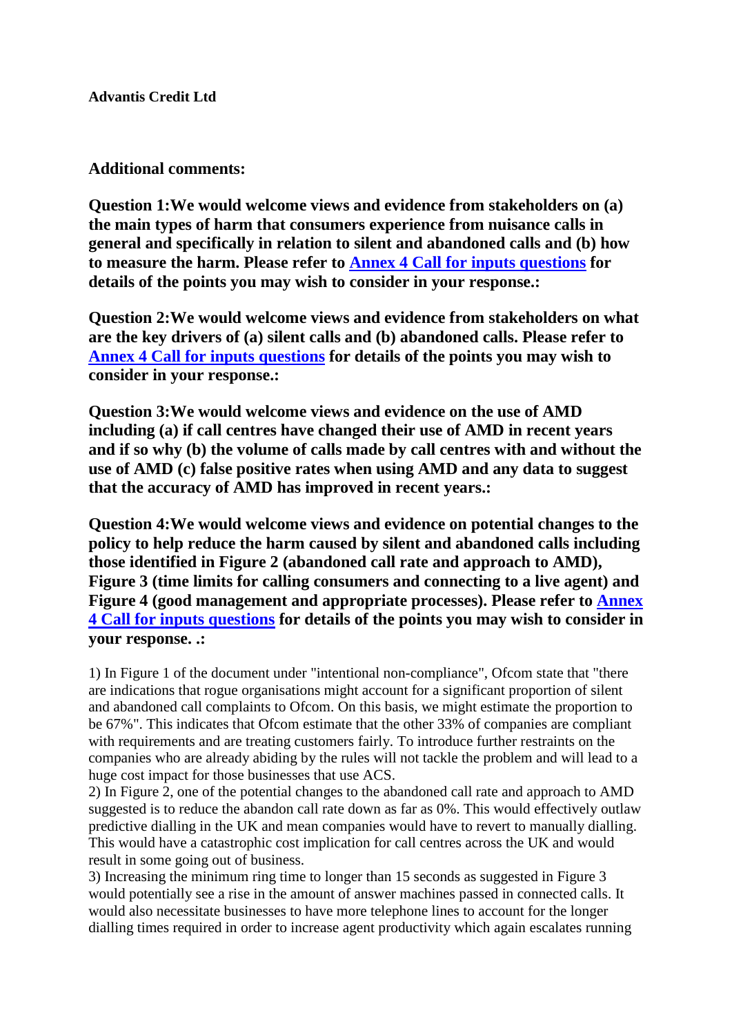**Advantis Credit Ltd**

**Additional comments:**

**Question 1:We would welcome views and evidence from stakeholders on (a) the main types of harm that consumers experience from nuisance calls in general and specifically in relation to silent and abandoned calls and (b) how to measure the harm. Please refer to [Annex 4 Call for inputs questions](#) for details of the points you may wish to consider in your response.:**

**Question 2:We would welcome views and evidence from stakeholders on what are the key drivers of (a) silent calls and (b) abandoned calls. Please refer to [Annex 4 Call for inputs questions](#) for details of the points you may wish to consider in your response.:**

**Question 3:We would welcome views and evidence on the use of AMD including (a) if call centres have changed their use of AMD in recent years and if so why (b) the volume of calls made by call centres with and without the use of AMD (c) false positive rates when using AMD and any data to suggest that the accuracy of AMD has improved in recent years.:**

**Question 4:We would welcome views and evidence on potential changes to the policy to help reduce the harm caused by silent and abandoned calls including those identified in Figure 2 (abandoned call rate and approach to AMD), Figure 3 (time limits for calling consumers and connecting to a live agent) and Figure 4 (good management and appropriate processes). Please refer to [Annex 4 Call for inputs questions](#) for details of the points you may wish to consider in your response. .:**

1) In Figure 1 of the document under "intentional non-compliance", Ofcom state that "there are indications that rogue organisations might account for a significant proportion of silent and abandoned call complaints to Ofcom. On this basis, we might estimate the proportion to be 67%". This indicates that Ofcom estimate that the other 33% of companies are compliant with requirements and are treating customers fairly. To introduce further restraints on the companies who are already abiding by the rules will not tackle the problem and will lead to a huge cost impact for those businesses that use ACS.
2) In Figure 2, one of the potential changes to the abandoned call rate and approach to AMD suggested is to reduce the abandon call rate down as far as 0%. This would effectively outlaw predictive dialling in the UK and mean companies would have to revert to manually dialling. This would have a catastrophic cost implication for call centres across the UK and would result in some going out of business.
3) Increasing the minimum ring time to longer than 15 seconds as suggested in Figure 3 would potentially see a rise in the amount of answer machines passed in connected calls. It would also necessitate businesses to have more telephone lines to account for the longer dialling times required in order to increase agent productivity which again escalates running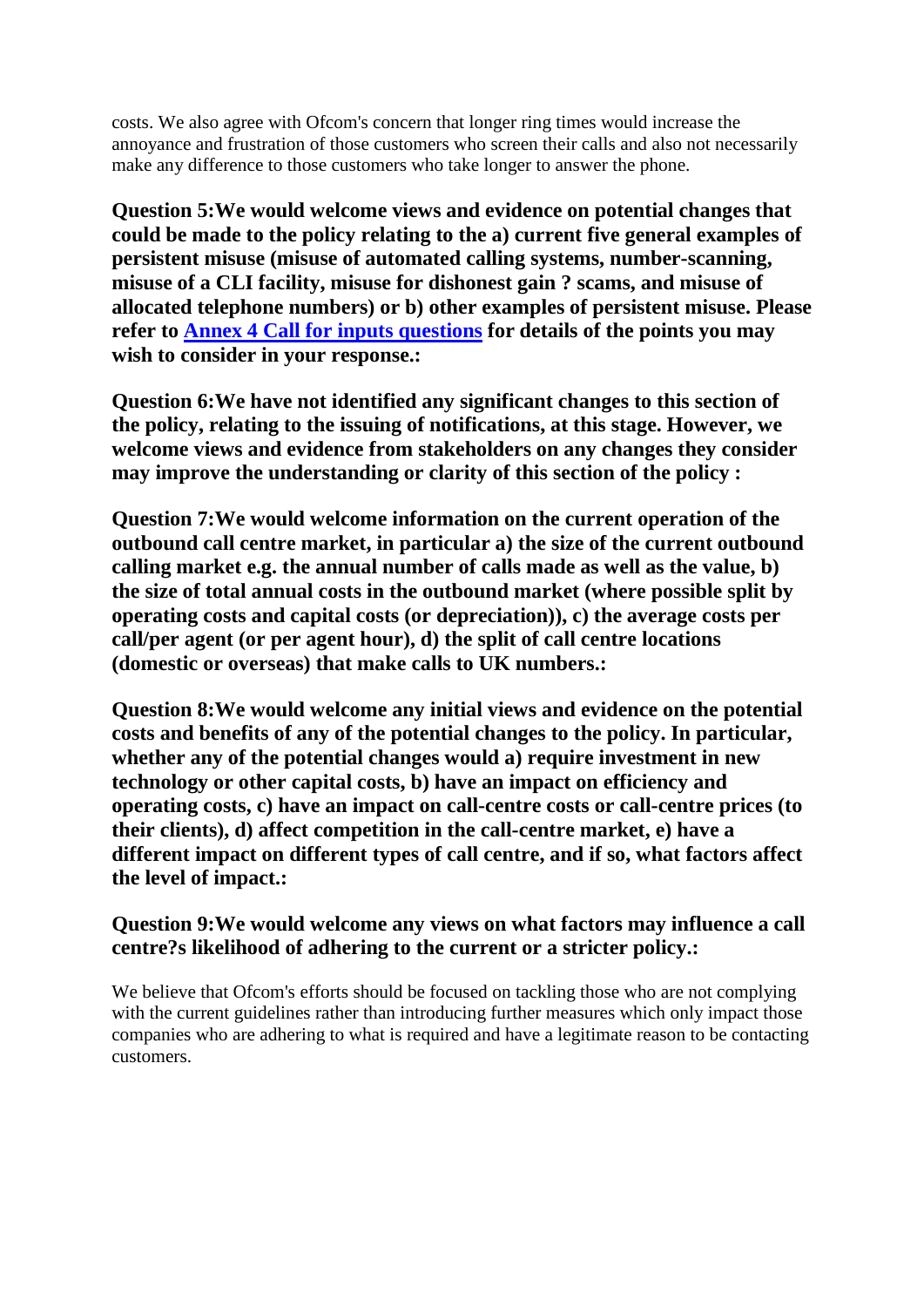costs. We also agree with Ofcom's concern that longer ring times would increase the annoyance and frustration of those customers who screen their calls and also not necessarily make any difference to those customers who take longer to answer the phone.

**Question 5:We would welcome views and evidence on potential changes that could be made to the policy relating to the a) current five general examples of persistent misuse (misuse of automated calling systems, number-scanning, misuse of a CLI facility, misuse for dishonest gain ? scams, and misuse of allocated telephone numbers) or b) other examples of persistent misuse. Please refer to [Annex 4 Call for inputs questions] for details of the points you may wish to consider in your response.:**

**Question 6:We have not identified any significant changes to this section of the policy, relating to the issuing of notifications, at this stage. However, we welcome views and evidence from stakeholders on any changes they consider may improve the understanding or clarity of this section of the policy :**

**Question 7:We would welcome information on the current operation of the outbound call centre market, in particular a) the size of the current outbound calling market e.g. the annual number of calls made as well as the value, b) the size of total annual costs in the outbound market (where possible split by operating costs and capital costs (or depreciation)), c) the average costs per call/per agent (or per agent hour), d) the split of call centre locations (domestic or overseas) that make calls to UK numbers.:**

**Question 8:We would welcome any initial views and evidence on the potential costs and benefits of any of the potential changes to the policy. In particular, whether any of the potential changes would a) require investment in new technology or other capital costs, b) have an impact on efficiency and operating costs, c) have an impact on call-centre costs or call-centre prices (to their clients), d) affect competition in the call-centre market, e) have a different impact on different types of call centre, and if so, what factors affect the level of impact.:**

**Question 9:We would welcome any views on what factors may influence a call centre?s likelihood of adhering to the current or a stricter policy.:**

We believe that Ofcom's efforts should be focused on tackling those who are not complying with the current guidelines rather than introducing further measures which only impact those companies who are adhering to what is required and have a legitimate reason to be contacting customers.